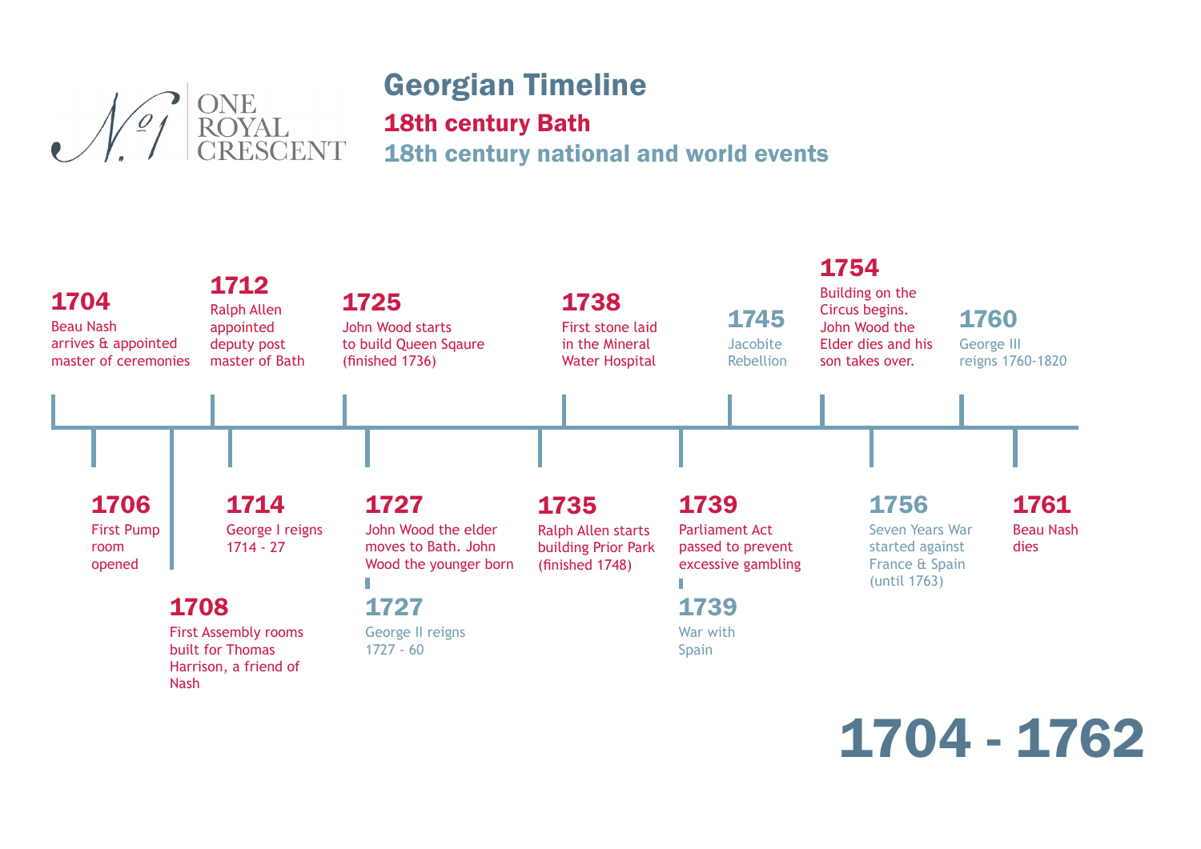No. 1 ONE ROYAL CRESCENT

# Georgian Timeline

## 18th century Bath

## 18th century national and world events

**1704**
Beau Nash arrives & appointed master of ceremonies

**1706**
First Pump room opened

**1708**
First Assembly rooms built for Thomas Harrison, a friend of Nash

**1712**
Ralph Allen appointed deputy post master of Bath

**1714**
George I reigns 1714 - 27

**1725**
John Wood starts to build Queen Sqaure (finished 1736)

**1727**
John Wood the elder moves to Bath. John Wood the younger born

**1727**
George II reigns 1727 - 60

**1735**
Ralph Allen starts building Prior Park (finished 1748)

**1738**
First stone laid in the Mineral Water Hospital

**1739**
Parliament Act passed to prevent excessive gambling

**1739**
War with Spain

**1745**
Jacobite Rebellion

**1754**
Building on the Circus begins. John Wood the Elder dies and his son takes over.

**1756**
Seven Years War started against France & Spain (until 1763)

**1760**
George III reigns 1760-1820

**1761**
Beau Nash dies

# 1704 - 1762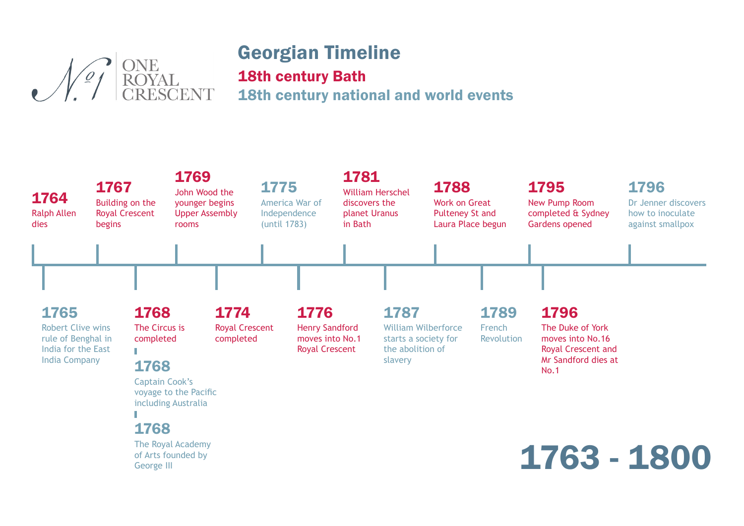N.º 1 ONE ROYAL CRESCENT

# Georgian Timeline

## 18th century Bath

## 18th century national and world events

**1764**
Ralph Allen dies

**1765**
Robert Clive wins rule of Benghal in India for the East India Company

**1767**
Building on the Royal Crescent begins

**1768**
The Circus is completed

**1768**
Captain Cook's voyage to the Pacific including Australia

**1768**
The Royal Academy of Arts founded by George III

**1769**
John Wood the younger begins Upper Assembly rooms

**1774**
Royal Crescent completed

**1775**
America War of Independence (until 1783)

**1776**
Henry Sandford moves into No.1 Royal Crescent

**1781**
William Herschel discovers the planet Uranus in Bath

**1787**
William Wilberforce starts a society for the abolition of slavery

**1788**
Work on Great Pulteney St and Laura Place begun

**1789**
French Revolution

**1795**
New Pump Room completed & Sydney Gardens opened

**1796**
The Duke of York moves into No.16 Royal Crescent and Mr Sandford dies at No.1

**1796**
Dr Jenner discovers how to inoculate against smallpox

# 1763 - 1800